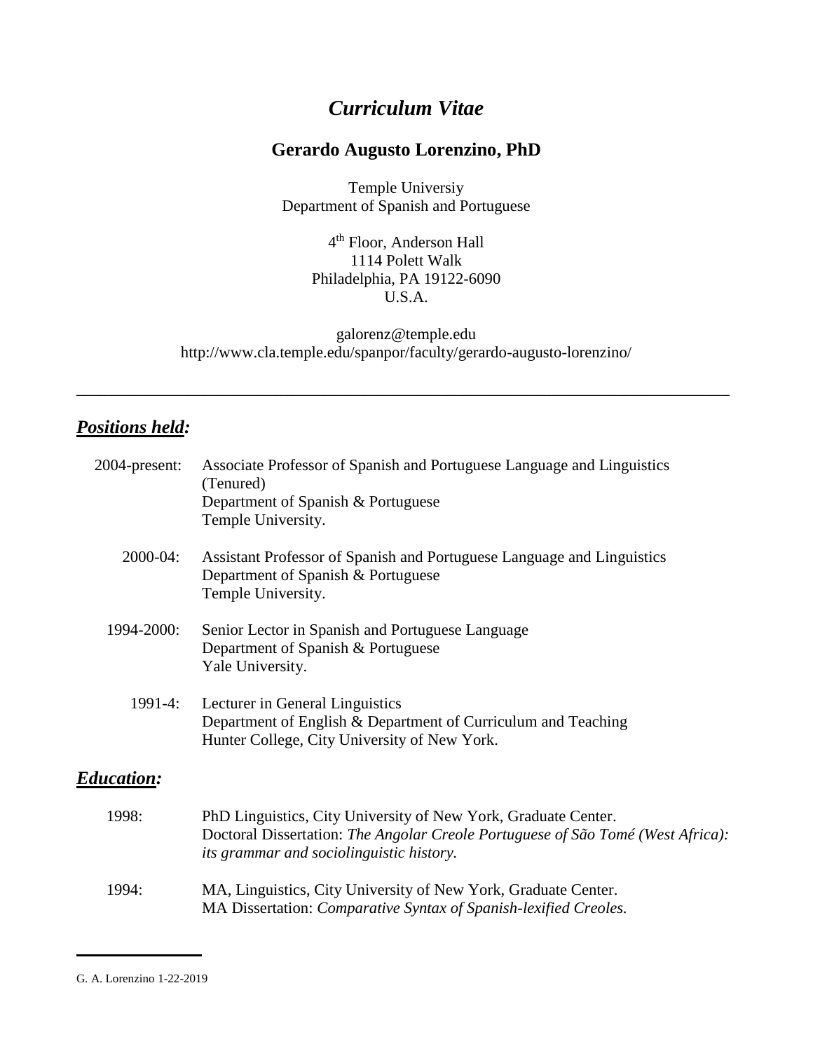# *Curriculum Vitae*

## Gerardo Augusto Lorenzino, PhD

Temple Universiy
Department of Spanish and Portuguese

4th Floor, Anderson Hall
1114 Polett Walk
Philadelphia, PA 19122-6090
U.S.A.

galorenz@temple.edu
http://www.cla.temple.edu/spanpor/faculty/gerardo-augusto-lorenzino/

---

## ***Positions held:***

2004-present: Associate Professor of Spanish and Portuguese Language and Linguistics (Tenured)
Department of Spanish & Portuguese
Temple University.

2000-04: Assistant Professor of Spanish and Portuguese Language and Linguistics
Department of Spanish & Portuguese
Temple University.

1994-2000: Senior Lector in Spanish and Portuguese Language
Department of Spanish & Portuguese
Yale University.

1991-4: Lecturer in General Linguistics
Department of English & Department of Curriculum and Teaching
Hunter College, City University of New York.

## ***Education:***

1998: PhD Linguistics, City University of New York, Graduate Center.
Doctoral Dissertation: *The Angolar Creole Portuguese of São Tomé (West Africa): its grammar and sociolinguistic history.*

1994: MA, Linguistics, City University of New York, Graduate Center.
MA Dissertation: *Comparative Syntax of Spanish-lexified Creoles.*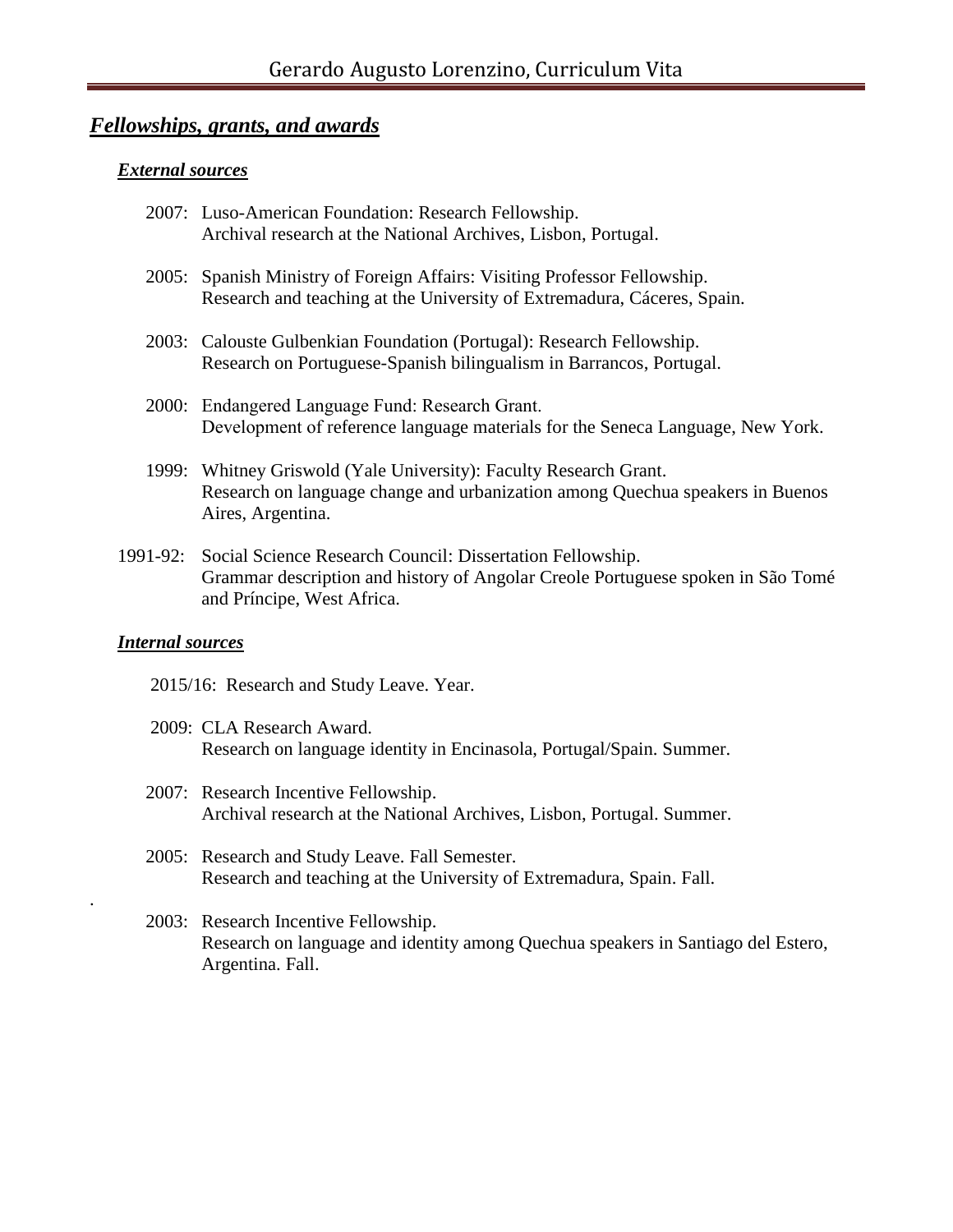## ***Fellowships, grants, and awards***

### ***External sources***

2007: Luso-American Foundation: Research Fellowship.
Archival research at the National Archives, Lisbon, Portugal.

2005: Spanish Ministry of Foreign Affairs: Visiting Professor Fellowship.
Research and teaching at the University of Extremadura, Cáceres, Spain.

2003: Calouste Gulbenkian Foundation (Portugal): Research Fellowship.
Research on Portuguese-Spanish bilingualism in Barrancos, Portugal.

2000: Endangered Language Fund: Research Grant.
Development of reference language materials for the Seneca Language, New York.

1999: Whitney Griswold (Yale University): Faculty Research Grant.
Research on language change and urbanization among Quechua speakers in Buenos Aires, Argentina.

1991-92: Social Science Research Council: Dissertation Fellowship.
Grammar description and history of Angolar Creole Portuguese spoken in São Tomé and Príncipe, West Africa.

### ***Internal sources***

2015/16: Research and Study Leave. Year.

2009: CLA Research Award.
Research on language identity in Encinasola, Portugal/Spain. Summer.

2007: Research Incentive Fellowship.
Archival research at the National Archives, Lisbon, Portugal. Summer.

2005: Research and Study Leave. Fall Semester.
Research and teaching at the University of Extremadura, Spain. Fall.

2003: Research Incentive Fellowship.
Research on language and identity among Quechua speakers in Santiago del Estero, Argentina. Fall.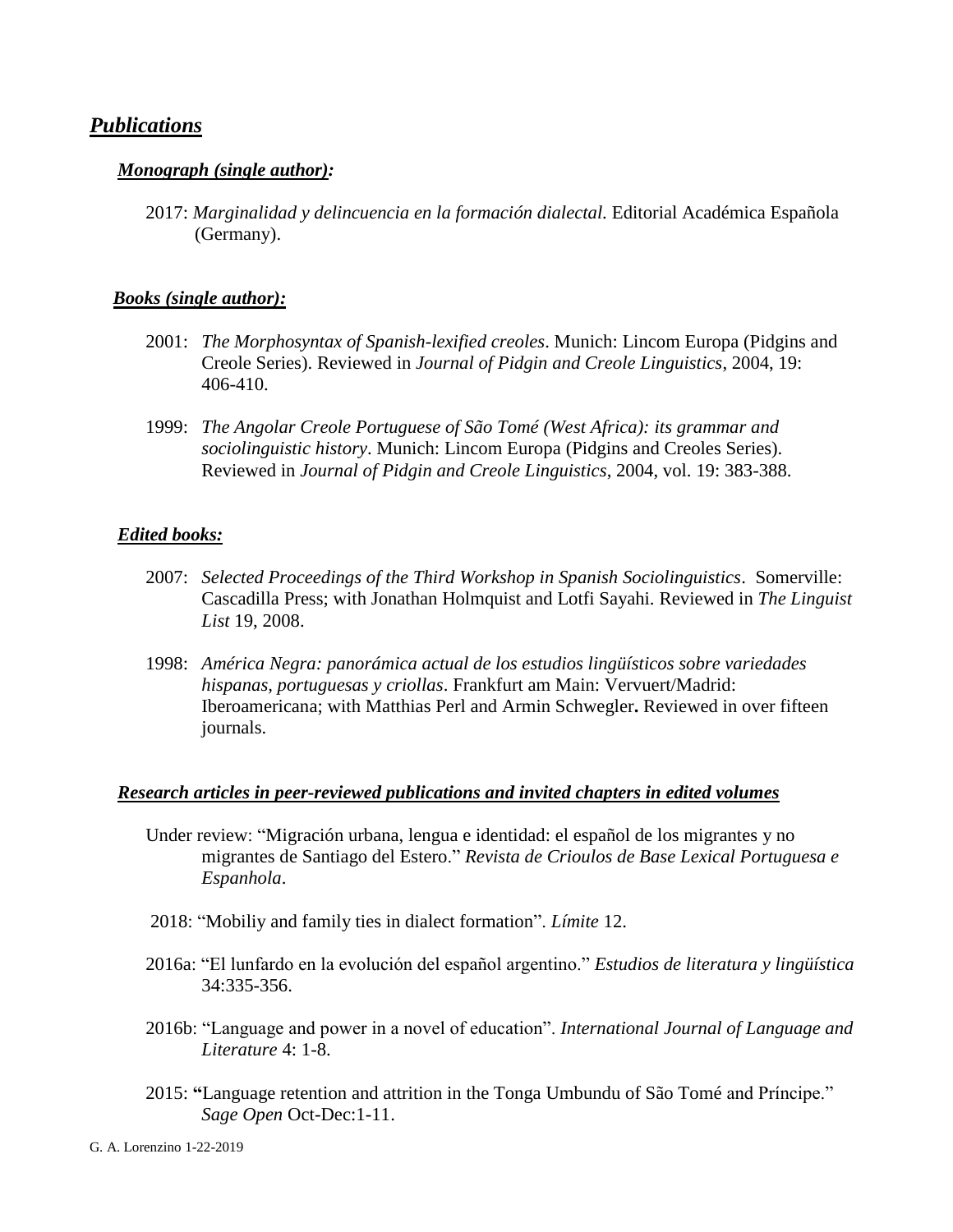## ***Publications***

### ***Monograph (single author):***

2017: *Marginalidad y delincuencia en la formación dialectal.* Editorial Académica Española (Germany).

### ***Books (single author):***

2001: *The Morphosyntax of Spanish-lexified creoles*. Munich: Lincom Europa (Pidgins and Creole Series). Reviewed in *Journal of Pidgin and Creole Linguistics*, 2004, 19: 406-410.

1999: *The Angolar Creole Portuguese of São Tomé (West Africa): its grammar and sociolinguistic history*. Munich: Lincom Europa (Pidgins and Creoles Series). Reviewed in *Journal of Pidgin and Creole Linguistics*, 2004, vol. 19: 383-388.

### ***Edited books:***

2007: *Selected Proceedings of the Third Workshop in Spanish Sociolinguistics*. Somerville: Cascadilla Press; with Jonathan Holmquist and Lotfi Sayahi. Reviewed in *The Linguist List* 19, 2008.

1998: *América Negra: panorámica actual de los estudios lingüísticos sobre variedades hispanas, portuguesas y criollas*. Frankfurt am Main: Vervuert/Madrid: Iberoamericana; with Matthias Perl and Armin Schwegler**.** Reviewed in over fifteen journals.

### ***Research articles in peer-reviewed publications and invited chapters in edited volumes***

Under review: "Migración urbana, lengua e identidad: el español de los migrantes y no migrantes de Santiago del Estero." *Revista de Crioulos de Base Lexical Portuguesa e Espanhola*.

2018: "Mobiliy and family ties in dialect formation". *Límite* 12.

2016a: "El lunfardo en la evolución del español argentino." *Estudios de literatura y lingüística* 34:335-356.

2016b: "Language and power in a novel of education". *International Journal of Language and Literature* 4: 1-8.

2015: **"**Language retention and attrition in the Tonga Umbundu of São Tomé and Príncipe." *Sage Open* Oct-Dec:1-11.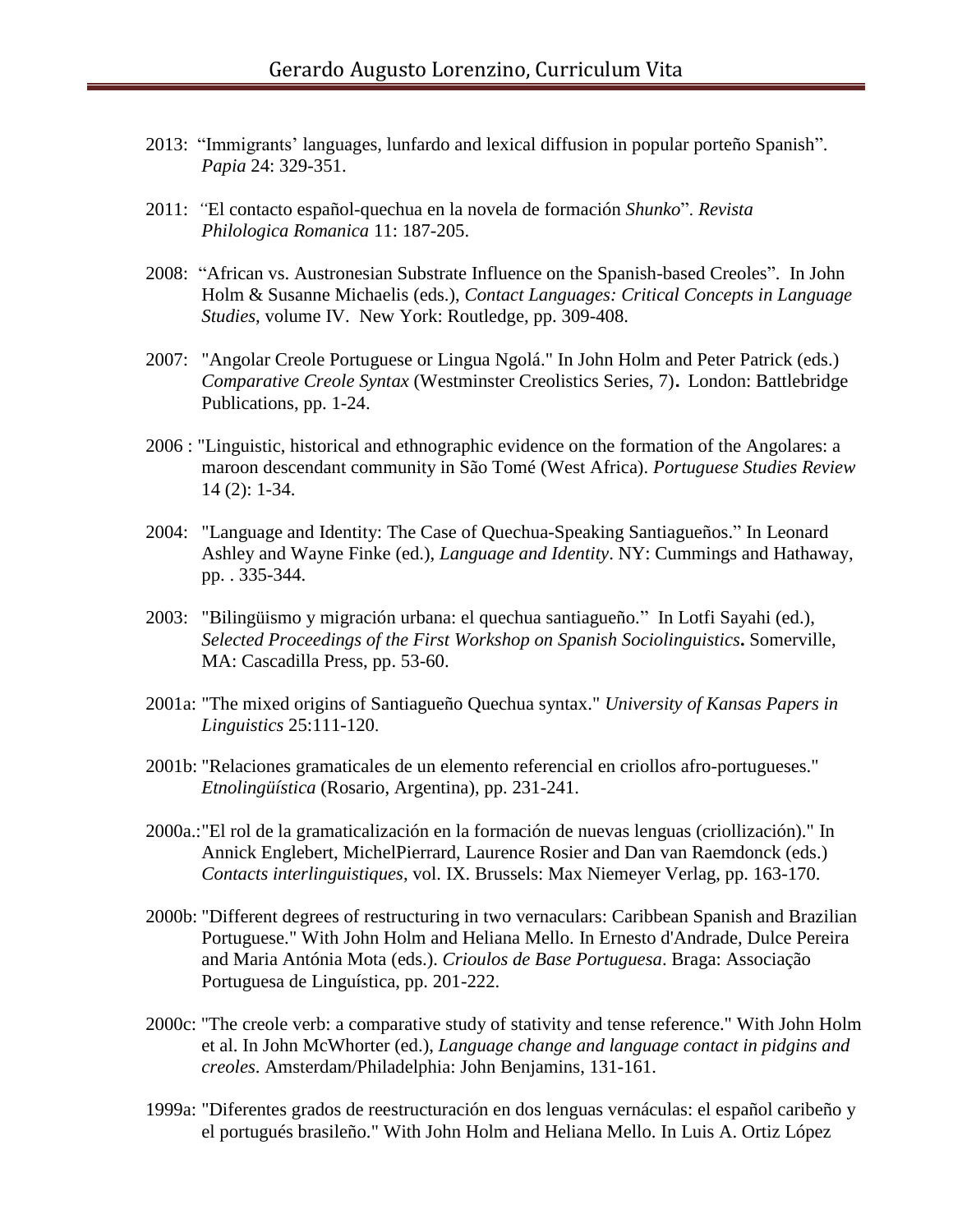2013: "Immigrants' languages, lunfardo and lexical diffusion in popular porteño Spanish". *Papia* 24: 329-351.

2011: "El contacto español-quechua en la novela de formación *Shunko*". *Revista Philologica Romanica* 11: 187-205.

2008: "African vs. Austronesian Substrate Influence on the Spanish-based Creoles". In John Holm & Susanne Michaelis (eds.), *Contact Languages: Critical Concepts in Language Studies*, volume IV. New York: Routledge, pp. 309-408.

2007: "Angolar Creole Portuguese or Lingua Ngolá." In John Holm and Peter Patrick (eds.) *Comparative Creole Syntax* (Westminster Creolistics Series, 7). London: Battlebridge Publications, pp. 1-24.

2006 : "Linguistic, historical and ethnographic evidence on the formation of the Angolares: a maroon descendant community in São Tomé (West Africa). *Portuguese Studies Review* 14 (2): 1-34.

2004: "Language and Identity: The Case of Quechua-Speaking Santiagueños." In Leonard Ashley and Wayne Finke (ed.), *Language and Identity*. NY: Cummings and Hathaway, pp. . 335-344.

2003: "Bilingüismo y migración urbana: el quechua santiagueño." In Lotfi Sayahi (ed.), *Selected Proceedings of the First Workshop on Spanish Sociolinguistics*. Somerville, MA: Cascadilla Press, pp. 53-60.

2001a: "The mixed origins of Santiagueño Quechua syntax." *University of Kansas Papers in Linguistics* 25:111-120.

2001b: "Relaciones gramaticales de un elemento referencial en criollos afro-portugueses." *Etnolingüística* (Rosario, Argentina), pp. 231-241.

2000a.:"El rol de la gramaticalización en la formación de nuevas lenguas (criollización)." In Annick Englebert, MichelPierrard, Laurence Rosier and Dan van Raemdonck (eds.) *Contacts interlinguistiques*, vol. IX. Brussels: Max Niemeyer Verlag, pp. 163-170.

2000b: "Different degrees of restructuring in two vernaculars: Caribbean Spanish and Brazilian Portuguese." With John Holm and Heliana Mello. In Ernesto d'Andrade, Dulce Pereira and Maria Antónia Mota (eds.). *Crioulos de Base Portuguesa*. Braga: Associação Portuguesa de Linguística, pp. 201-222.

2000c: "The creole verb: a comparative study of stativity and tense reference." With John Holm et al. In John McWhorter (ed.), *Language change and language contact in pidgins and creoles*. Amsterdam/Philadelphia: John Benjamins, 131-161.

1999a: "Diferentes grados de reestructuración en dos lenguas vernáculas: el español caribeño y el portugués brasileño." With John Holm and Heliana Mello. In Luis A. Ortiz López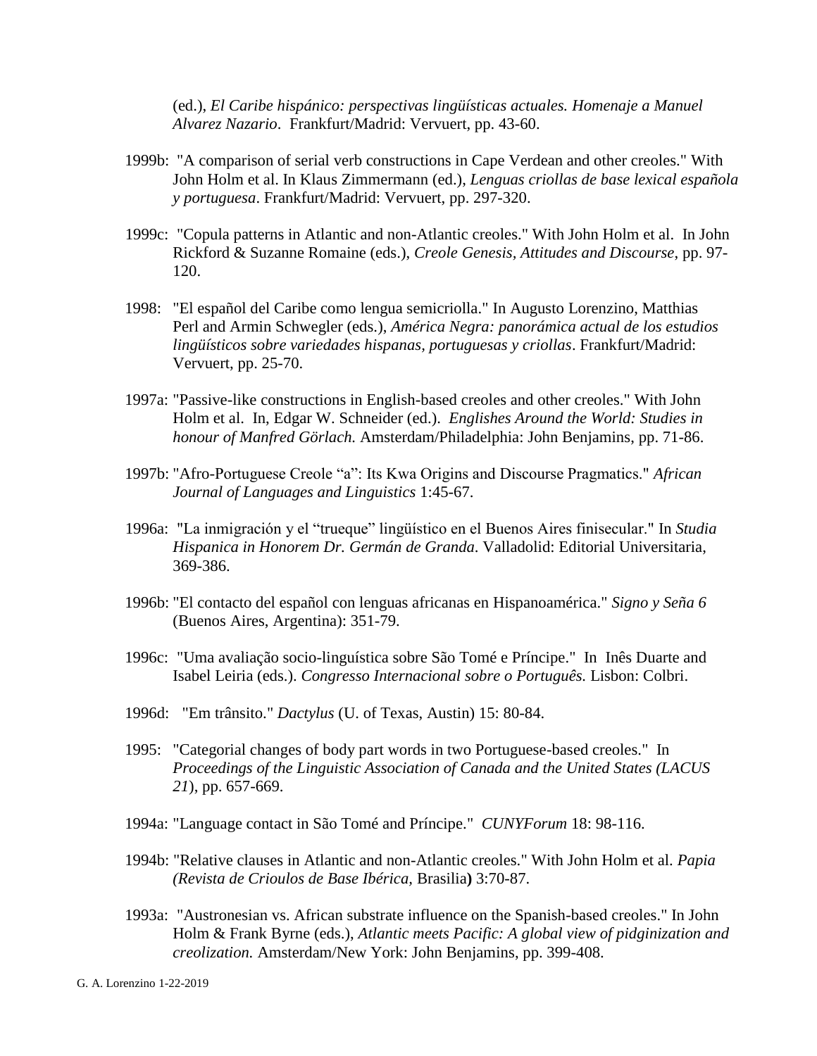(ed.), *El Caribe hispánico: perspectivas lingüísticas actuales. Homenaje a Manuel Alvarez Nazario*. Frankfurt/Madrid: Vervuert, pp. 43-60.

1999b: "A comparison of serial verb constructions in Cape Verdean and other creoles." With John Holm et al. In Klaus Zimmermann (ed.), *Lenguas criollas de base lexical española y portuguesa*. Frankfurt/Madrid: Vervuert, pp. 297-320.

1999c: "Copula patterns in Atlantic and non-Atlantic creoles." With John Holm et al. In John Rickford & Suzanne Romaine (eds.), *Creole Genesis, Attitudes and Discourse*, pp. 97-120.

1998: "El español del Caribe como lengua semicriolla." In Augusto Lorenzino, Matthias Perl and Armin Schwegler (eds.), *América Negra: panorámica actual de los estudios lingüísticos sobre variedades hispanas, portuguesas y criollas*. Frankfurt/Madrid: Vervuert, pp. 25-70.

1997a: "Passive-like constructions in English-based creoles and other creoles." With John Holm et al. In, Edgar W. Schneider (ed.). *Englishes Around the World: Studies in honour of Manfred Görlach.* Amsterdam/Philadelphia: John Benjamins, pp. 71-86.

1997b: "Afro-Portuguese Creole "a": Its Kwa Origins and Discourse Pragmatics." *African Journal of Languages and Linguistics* 1:45-67.

1996a: "La inmigración y el "trueque" lingüístico en el Buenos Aires finisecular." In *Studia Hispanica in Honorem Dr. Germán de Granda.* Valladolid: Editorial Universitaria, 369-386.

1996b: "El contacto del español con lenguas africanas en Hispanoamérica." *Signo y Seña 6* (Buenos Aires, Argentina): 351-79.

1996c: "Uma avaliação socio-linguística sobre São Tomé e Príncipe." In Inês Duarte and Isabel Leiria (eds.). *Congresso Internacional sobre o Português.* Lisbon: Colbri.

1996d: "Em trânsito." *Dactylus* (U. of Texas, Austin) 15: 80-84.

1995: "Categorial changes of body part words in two Portuguese-based creoles." In *Proceedings of the Linguistic Association of Canada and the United States (LACUS 21*), pp. 657-669.

1994a: "Language contact in São Tomé and Príncipe." *CUNYForum* 18: 98-116.

1994b: "Relative clauses in Atlantic and non-Atlantic creoles." With John Holm et al. *Papia (Revista de Crioulos de Base Ibérica,* Brasilia**)** 3:70-87.

1993a: "Austronesian vs. African substrate influence on the Spanish-based creoles." In John Holm & Frank Byrne (eds.), *Atlantic meets Pacific: A global view of pidginization and creolization.* Amsterdam/New York: John Benjamins, pp. 399-408.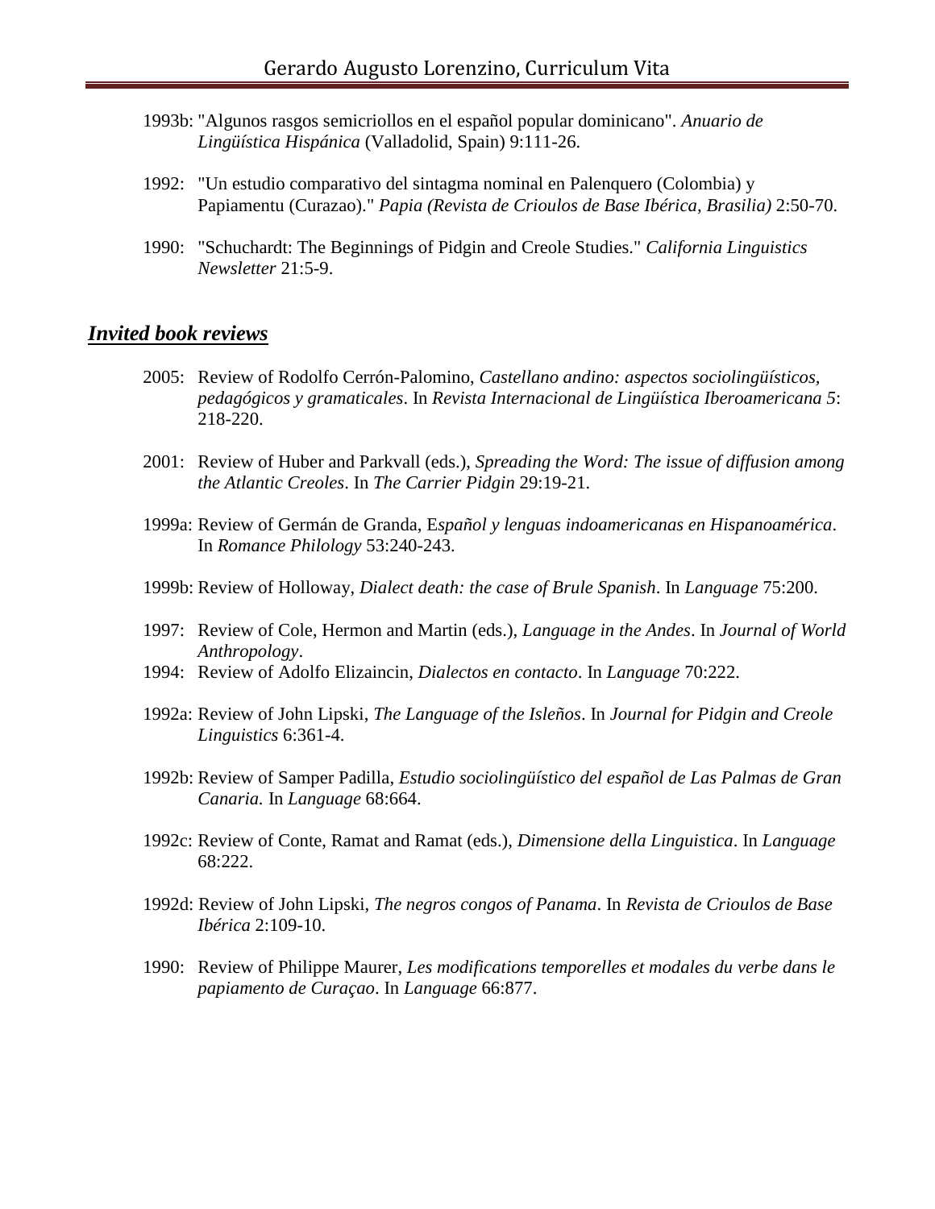1993b: "Algunos rasgos semicriollos en el español popular dominicano". *Anuario de Lingüística Hispánica* (Valladolid, Spain) 9:111-26.

1992: "Un estudio comparativo del sintagma nominal en Palenquero (Colombia) y Papiamentu (Curazao)." *Papia (Revista de Crioulos de Base Ibérica, Brasilia)* 2:50-70.

1990: "Schuchardt: The Beginnings of Pidgin and Creole Studies." *California Linguistics Newsletter* 21:5-9.

## ***Invited book reviews***

2005: Review of Rodolfo Cerrón-Palomino, *Castellano andino: aspectos sociolingüísticos, pedagógicos y gramaticales*. In *Revista Internacional de Lingüística Iberoamericana 5*: 218-220.

2001: Review of Huber and Parkvall (eds.), *Spreading the Word: The issue of diffusion among the Atlantic Creoles*. In *The Carrier Pidgin* 29:19-21.

1999a: Review of Germán de Granda, E*spañol y lenguas indoamericanas en Hispanoamérica*. In *Romance Philology* 53:240-243.

1999b: Review of Holloway, *Dialect death: the case of Brule Spanish*. In *Language* 75:200.

1997: Review of Cole, Hermon and Martin (eds.), *Language in the Andes*. In *Journal of World Anthropology*.

1994: Review of Adolfo Elizaincin, *Dialectos en contacto*. In *Language* 70:222.

1992a: Review of John Lipski, *The Language of the Isleños*. In *Journal for Pidgin and Creole Linguistics* 6:361-4.

1992b: Review of Samper Padilla, *Estudio sociolingüístico del español de Las Palmas de Gran Canaria.* In *Language* 68:664.

1992c: Review of Conte, Ramat and Ramat (eds.), *Dimensione della Linguistica*. In *Language* 68:222.

1992d: Review of John Lipski, *The negros congos of Panama*. In *Revista de Crioulos de Base Ibérica* 2:109-10.

1990: Review of Philippe Maurer, *Les modifications temporelles et modales du verbe dans le papiamento de Curaçao*. In *Language* 66:877.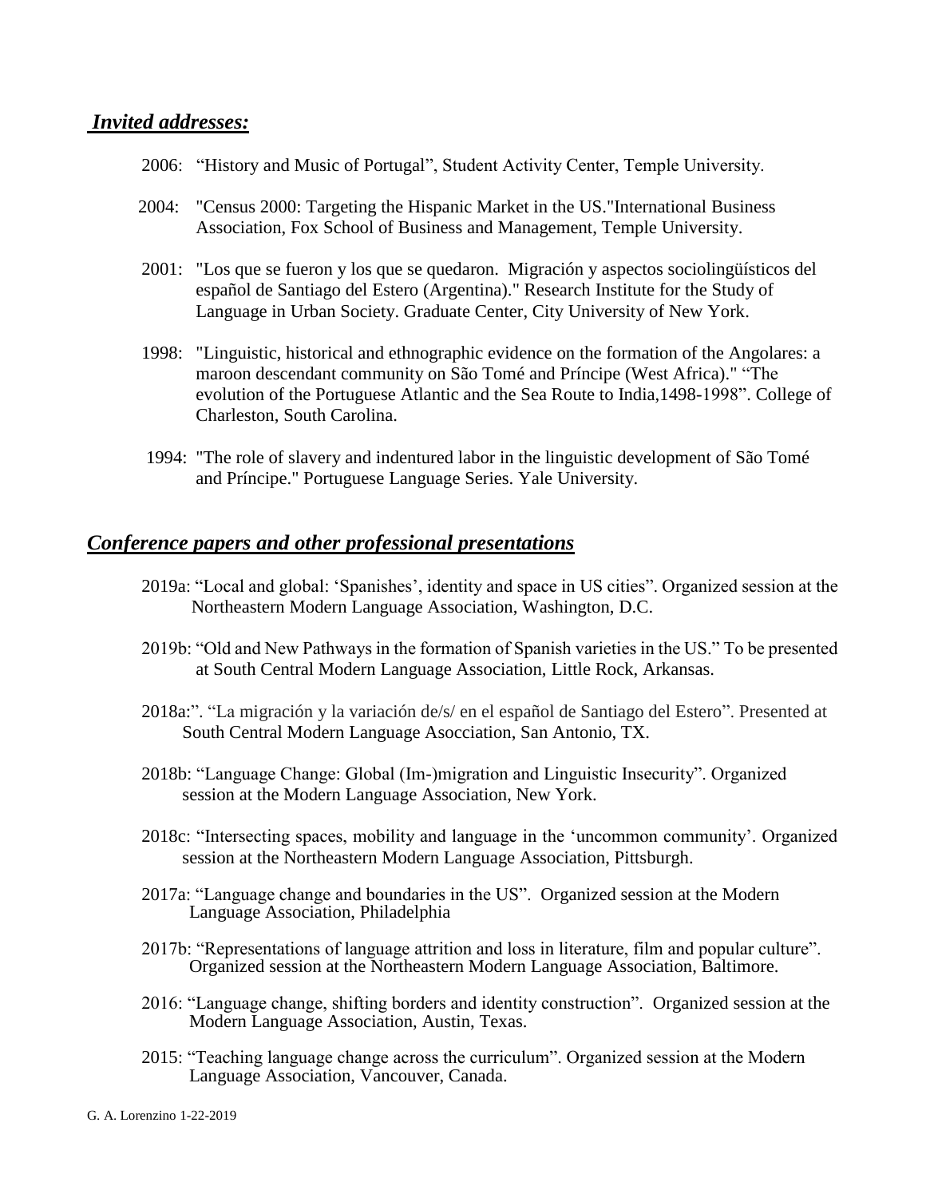## *Invited addresses:*

2006: "History and Music of Portugal", Student Activity Center, Temple University.

2004: "Census 2000: Targeting the Hispanic Market in the US."International Business Association, Fox School of Business and Management, Temple University.

2001: "Los que se fueron y los que se quedaron. Migración y aspectos sociolingüísticos del español de Santiago del Estero (Argentina)." Research Institute for the Study of Language in Urban Society. Graduate Center, City University of New York.

1998: "Linguistic, historical and ethnographic evidence on the formation of the Angolares: a maroon descendant community on São Tomé and Príncipe (West Africa)." "The evolution of the Portuguese Atlantic and the Sea Route to India,1498-1998". College of Charleston, South Carolina.

1994: "The role of slavery and indentured labor in the linguistic development of São Tomé and Príncipe." Portuguese Language Series. Yale University.

## *Conference papers and other professional presentations*

2019a: "Local and global: 'Spanishes', identity and space in US cities". Organized session at the Northeastern Modern Language Association, Washington, D.C.

2019b: "Old and New Pathways in the formation of Spanish varieties in the US." To be presented at South Central Modern Language Association, Little Rock, Arkansas.

2018a:". "La migración y la variación de/s/ en el español de Santiago del Estero". Presented at South Central Modern Language Asocciation, San Antonio, TX.

2018b: "Language Change: Global (Im-)migration and Linguistic Insecurity". Organized session at the Modern Language Association, New York.

2018c: "Intersecting spaces, mobility and language in the 'uncommon community'. Organized session at the Northeastern Modern Language Association, Pittsburgh.

2017a: "Language change and boundaries in the US". Organized session at the Modern Language Association, Philadelphia

2017b: "Representations of language attrition and loss in literature, film and popular culture". Organized session at the Northeastern Modern Language Association, Baltimore.

2016: "Language change, shifting borders and identity construction". Organized session at the Modern Language Association, Austin, Texas.

2015: "Teaching language change across the curriculum". Organized session at the Modern Language Association, Vancouver, Canada.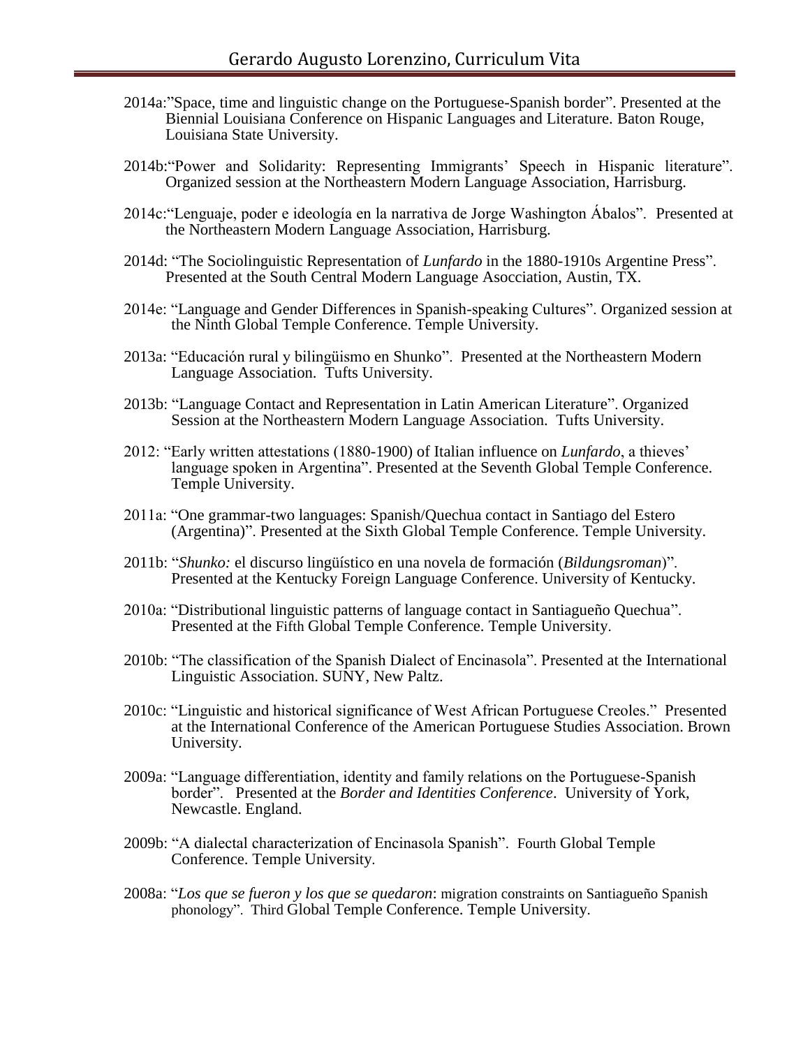2014a:"Space, time and linguistic change on the Portuguese-Spanish border". Presented at the Biennial Louisiana Conference on Hispanic Languages and Literature. Baton Rouge, Louisiana State University.

2014b:"Power and Solidarity: Representing Immigrants' Speech in Hispanic literature". Organized session at the Northeastern Modern Language Association, Harrisburg.

2014c:"Lenguaje, poder e ideología en la narrativa de Jorge Washington Ábalos". Presented at the Northeastern Modern Language Association, Harrisburg.

2014d: "The Sociolinguistic Representation of *Lunfardo* in the 1880-1910s Argentine Press". Presented at the South Central Modern Language Asocciation, Austin, TX.

2014e: "Language and Gender Differences in Spanish-speaking Cultures". Organized session at the Ninth Global Temple Conference. Temple University.

2013a: "Educación rural y bilingüismo en Shunko". Presented at the Northeastern Modern Language Association. Tufts University.

2013b: "Language Contact and Representation in Latin American Literature". Organized Session at the Northeastern Modern Language Association. Tufts University.

2012: "Early written attestations (1880-1900) of Italian influence on *Lunfardo*, a thieves' language spoken in Argentina". Presented at the Seventh Global Temple Conference. Temple University.

2011a: "One grammar-two languages: Spanish/Quechua contact in Santiago del Estero (Argentina)". Presented at the Sixth Global Temple Conference. Temple University.

2011b: "*Shunko:* el discurso lingüístico en una novela de formación (*Bildungsroman*)". Presented at the Kentucky Foreign Language Conference. University of Kentucky.

2010a: "Distributional linguistic patterns of language contact in Santiagueño Quechua". Presented at the Fifth Global Temple Conference. Temple University.

2010b: "The classification of the Spanish Dialect of Encinasola". Presented at the International Linguistic Association. SUNY, New Paltz.

2010c: "Linguistic and historical significance of West African Portuguese Creoles." Presented at the International Conference of the American Portuguese Studies Association. Brown University.

2009a: "Language differentiation, identity and family relations on the Portuguese-Spanish border". Presented at the *Border and Identities Conference*. University of York, Newcastle. England.

2009b: "A dialectal characterization of Encinasola Spanish". Fourth Global Temple Conference. Temple University.

2008a: "*Los que se fueron y los que se quedaron*: migration constraints on Santiagueño Spanish phonology". Third Global Temple Conference. Temple University.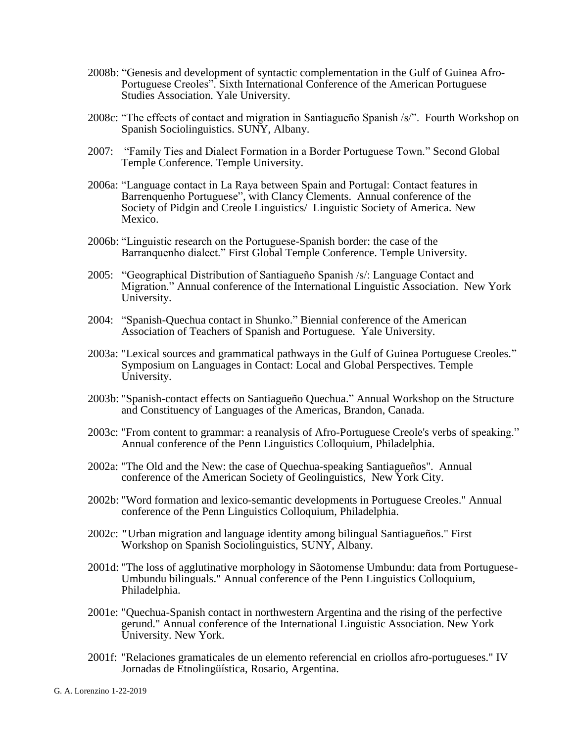2008b: "Genesis and development of syntactic complementation in the Gulf of Guinea Afro-Portuguese Creoles". Sixth International Conference of the American Portuguese Studies Association. Yale University.

2008c: "The effects of contact and migration in Santiagueño Spanish /s/". Fourth Workshop on Spanish Sociolinguistics. SUNY, Albany.

2007: "Family Ties and Dialect Formation in a Border Portuguese Town." Second Global Temple Conference. Temple University.

2006a: "Language contact in La Raya between Spain and Portugal: Contact features in Barrenquenho Portuguese", with Clancy Clements. Annual conference of the Society of Pidgin and Creole Linguistics/ Linguistic Society of America. New Mexico.

2006b: "Linguistic research on the Portuguese-Spanish border: the case of the Barranquenho dialect." First Global Temple Conference. Temple University.

2005: "Geographical Distribution of Santiagueño Spanish /s/: Language Contact and Migration." Annual conference of the International Linguistic Association. New York University.

2004: "Spanish-Quechua contact in Shunko." Biennial conference of the American Association of Teachers of Spanish and Portuguese. Yale University.

2003a: "Lexical sources and grammatical pathways in the Gulf of Guinea Portuguese Creoles." Symposium on Languages in Contact: Local and Global Perspectives. Temple University.

2003b: "Spanish-contact effects on Santiagueño Quechua." Annual Workshop on the Structure and Constituency of Languages of the Americas, Brandon, Canada.

2003c: "From content to grammar: a reanalysis of Afro-Portuguese Creole's verbs of speaking." Annual conference of the Penn Linguistics Colloquium, Philadelphia.

2002a: "The Old and the New: the case of Quechua-speaking Santiagueños". Annual conference of the American Society of Geolinguistics, New York City.

2002b: "Word formation and lexico-semantic developments in Portuguese Creoles." Annual conference of the Penn Linguistics Colloquium, Philadelphia.

2002c: "Urban migration and language identity among bilingual Santiagueños." First Workshop on Spanish Sociolinguistics, SUNY, Albany.

2001d: "The loss of agglutinative morphology in Sãotomense Umbundu: data from Portuguese-Umbundu bilinguals." Annual conference of the Penn Linguistics Colloquium, Philadelphia.

2001e: "Quechua-Spanish contact in northwestern Argentina and the rising of the perfective gerund." Annual conference of the International Linguistic Association. New York University. New York.

2001f: "Relaciones gramaticales de un elemento referencial en criollos afro-portugueses." IV Jornadas de Etnolingüística, Rosario, Argentina.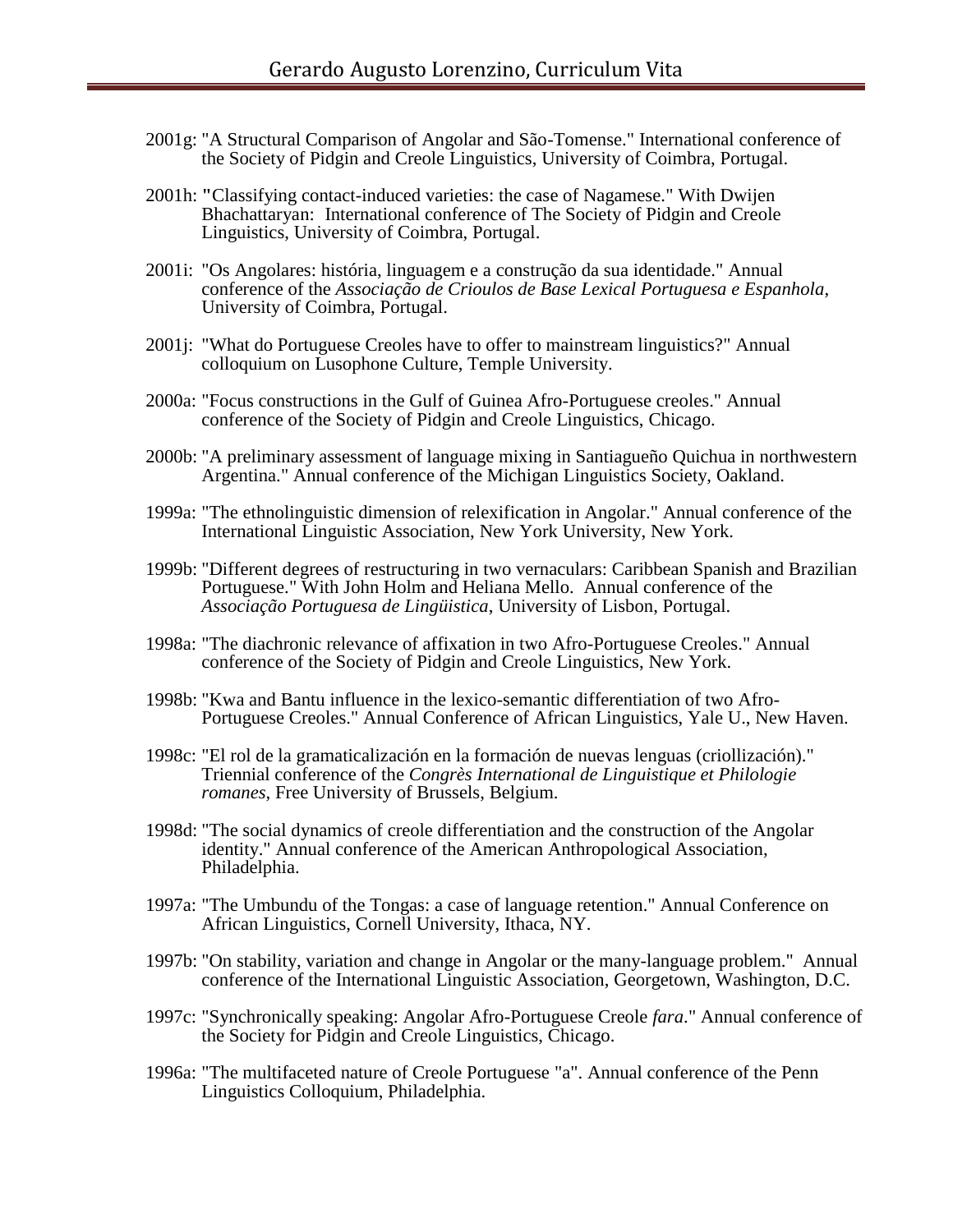2001g: "A Structural Comparison of Angolar and São-Tomense." International conference of the Society of Pidgin and Creole Linguistics, University of Coimbra, Portugal.

2001h: "Classifying contact-induced varieties: the case of Nagamese." With Dwijen Bhachattaryan: International conference of The Society of Pidgin and Creole Linguistics, University of Coimbra, Portugal.

2001i: "Os Angolares: história, linguagem e a construção da sua identidade." Annual conference of the *Associação de Crioulos de Base Lexical Portuguesa e Espanhola*, University of Coimbra, Portugal.

2001j: "What do Portuguese Creoles have to offer to mainstream linguistics?" Annual colloquium on Lusophone Culture, Temple University.

2000a: "Focus constructions in the Gulf of Guinea Afro-Portuguese creoles." Annual conference of the Society of Pidgin and Creole Linguistics, Chicago.

2000b: "A preliminary assessment of language mixing in Santiagueño Quichua in northwestern Argentina." Annual conference of the Michigan Linguistics Society, Oakland.

1999a: "The ethnolinguistic dimension of relexification in Angolar." Annual conference of the International Linguistic Association, New York University, New York.

1999b: "Different degrees of restructuring in two vernaculars: Caribbean Spanish and Brazilian Portuguese." With John Holm and Heliana Mello. Annual conference of the *Associação Portuguesa de Lingüistica*, University of Lisbon, Portugal.

1998a: "The diachronic relevance of affixation in two Afro-Portuguese Creoles." Annual conference of the Society of Pidgin and Creole Linguistics, New York.

1998b: "Kwa and Bantu influence in the lexico-semantic differentiation of two Afro-Portuguese Creoles." Annual Conference of African Linguistics, Yale U., New Haven.

1998c: "El rol de la gramaticalización en la formación de nuevas lenguas (criollización)." Triennial conference of the *Congrès International de Linguistique et Philologie romanes*, Free University of Brussels, Belgium.

1998d: "The social dynamics of creole differentiation and the construction of the Angolar identity." Annual conference of the American Anthropological Association, Philadelphia.

1997a: "The Umbundu of the Tongas: a case of language retention." Annual Conference on African Linguistics, Cornell University, Ithaca, NY.

1997b: "On stability, variation and change in Angolar or the many-language problem." Annual conference of the International Linguistic Association, Georgetown, Washington, D.C.

1997c: "Synchronically speaking: Angolar Afro-Portuguese Creole *fara*." Annual conference of the Society for Pidgin and Creole Linguistics, Chicago.

1996a: "The multifaceted nature of Creole Portuguese "a". Annual conference of the Penn Linguistics Colloquium, Philadelphia.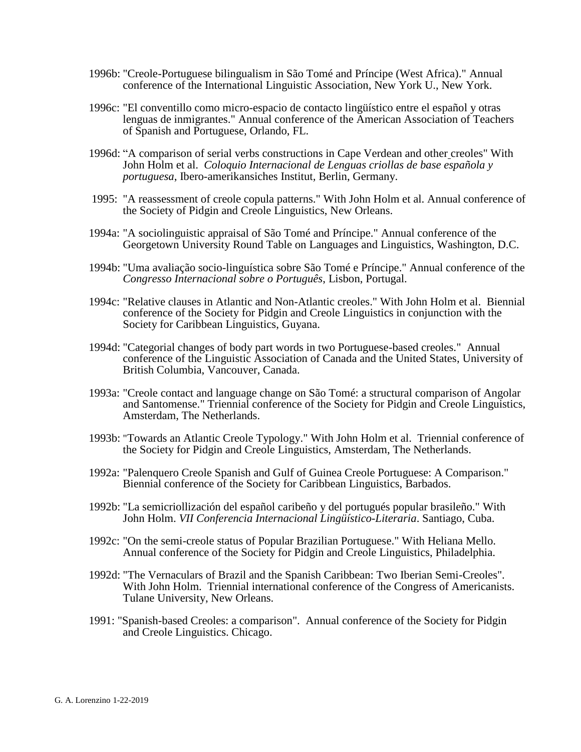1996b: "Creole-Portuguese bilingualism in São Tomé and Príncipe (West Africa)." Annual conference of the International Linguistic Association, New York U., New York.

1996c: "El conventillo como micro-espacio de contacto lingüístico entre el español y otras lenguas de inmigrantes." Annual conference of the American Association of Teachers of Spanish and Portuguese, Orlando, FL.

1996d: "A comparison of serial verbs constructions in Cape Verdean and other creoles" With John Holm et al. *Coloquio Internacional de Lenguas criollas de base española y portuguesa*, Ibero-amerikansiches Institut, Berlin, Germany.

1995: "A reassessment of creole copula patterns." With John Holm et al. Annual conference of the Society of Pidgin and Creole Linguistics, New Orleans.

1994a: "A sociolinguistic appraisal of São Tomé and Príncipe." Annual conference of the Georgetown University Round Table on Languages and Linguistics, Washington, D.C.

1994b: "Uma avaliação socio-linguística sobre São Tomé e Príncipe." Annual conference of the *Congresso Internacional sobre o Português*, Lisbon, Portugal.

1994c: "Relative clauses in Atlantic and Non-Atlantic creoles." With John Holm et al. Biennial conference of the Society for Pidgin and Creole Linguistics in conjunction with the Society for Caribbean Linguistics, Guyana.

1994d: "Categorial changes of body part words in two Portuguese-based creoles." Annual conference of the Linguistic Association of Canada and the United States, University of British Columbia, Vancouver, Canada.

1993a: "Creole contact and language change on São Tomé: a structural comparison of Angolar and Santomense." Triennial conference of the Society for Pidgin and Creole Linguistics, Amsterdam, The Netherlands.

1993b: "Towards an Atlantic Creole Typology." With John Holm et al. Triennial conference of the Society for Pidgin and Creole Linguistics, Amsterdam, The Netherlands.

1992a: "Palenquero Creole Spanish and Gulf of Guinea Creole Portuguese: A Comparison." Biennial conference of the Society for Caribbean Linguistics, Barbados.

1992b: "La semicriollización del español caribeño y del portugués popular brasileño." With John Holm. *VII Conferencia Internacional Lingüístico-Literaria*. Santiago, Cuba.

1992c: "On the semi-creole status of Popular Brazilian Portuguese." With Heliana Mello. Annual conference of the Society for Pidgin and Creole Linguistics, Philadelphia.

1992d: "The Vernaculars of Brazil and the Spanish Caribbean: Two Iberian Semi-Creoles". With John Holm. Triennial international conference of the Congress of Americanists. Tulane University, New Orleans.

1991: "Spanish-based Creoles: a comparison". Annual conference of the Society for Pidgin and Creole Linguistics. Chicago.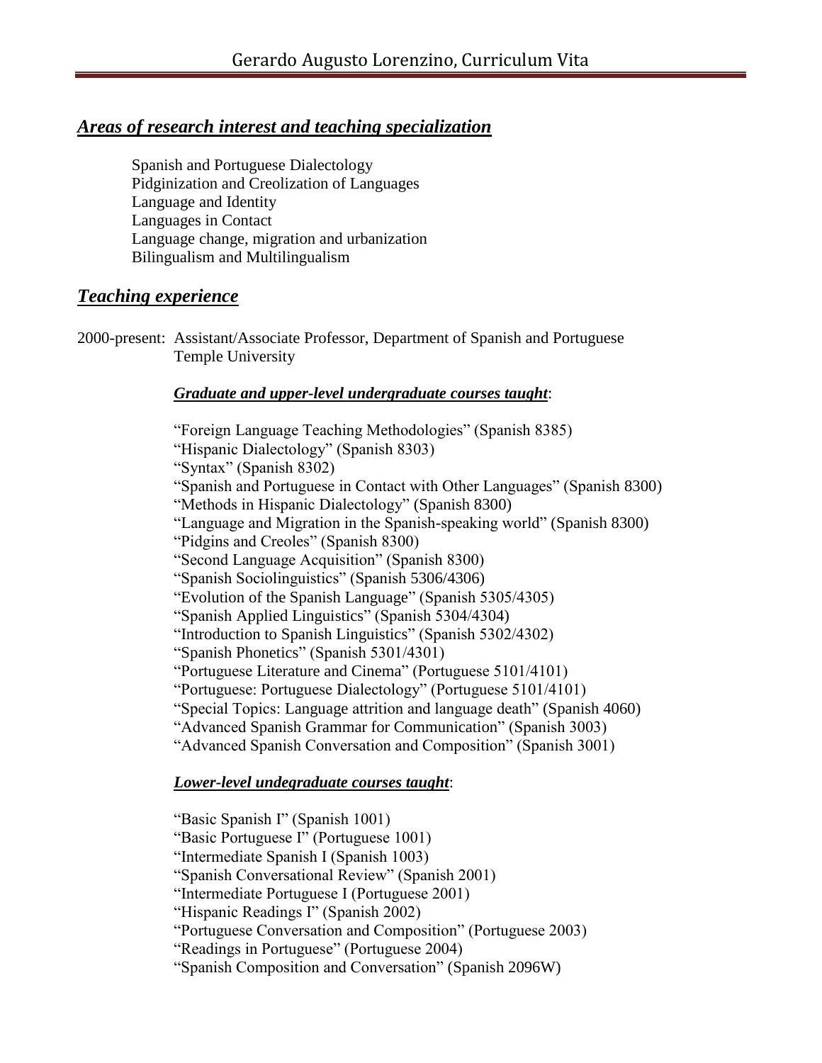## *Areas of research interest and teaching specialization*

Spanish and Portuguese Dialectology
Pidginization and Creolization of Languages
Language and Identity
Languages in Contact
Language change, migration and urbanization
Bilingualism and Multilingualism

## *Teaching experience*

2000-present: Assistant/Associate Professor, Department of Spanish and Portuguese
Temple University

### *Graduate and upper-level undergraduate courses taught*:

"Foreign Language Teaching Methodologies" (Spanish 8385)
"Hispanic Dialectology" (Spanish 8303)
"Syntax" (Spanish 8302)
"Spanish and Portuguese in Contact with Other Languages" (Spanish 8300)
"Methods in Hispanic Dialectology" (Spanish 8300)
"Language and Migration in the Spanish-speaking world" (Spanish 8300)
"Pidgins and Creoles" (Spanish 8300)
"Second Language Acquisition" (Spanish 8300)
"Spanish Sociolinguistics" (Spanish 5306/4306)
"Evolution of the Spanish Language" (Spanish 5305/4305)
"Spanish Applied Linguistics" (Spanish 5304/4304)
"Introduction to Spanish Linguistics" (Spanish 5302/4302)
"Spanish Phonetics" (Spanish 5301/4301)
"Portuguese Literature and Cinema" (Portuguese 5101/4101)
"Portuguese: Portuguese Dialectology" (Portuguese 5101/4101)
"Special Topics: Language attrition and language death" (Spanish 4060)
"Advanced Spanish Grammar for Communication" (Spanish 3003)
"Advanced Spanish Conversation and Composition" (Spanish 3001)

### *Lower-level undegraduate courses taught*:

"Basic Spanish I" (Spanish 1001)
"Basic Portuguese I" (Portuguese 1001)
"Intermediate Spanish I (Spanish 1003)
"Spanish Conversational Review" (Spanish 2001)
"Intermediate Portuguese I (Portuguese 2001)
"Hispanic Readings I" (Spanish 2002)
"Portuguese Conversation and Composition" (Portuguese 2003)
"Readings in Portuguese" (Portuguese 2004)
"Spanish Composition and Conversation" (Spanish 2096W)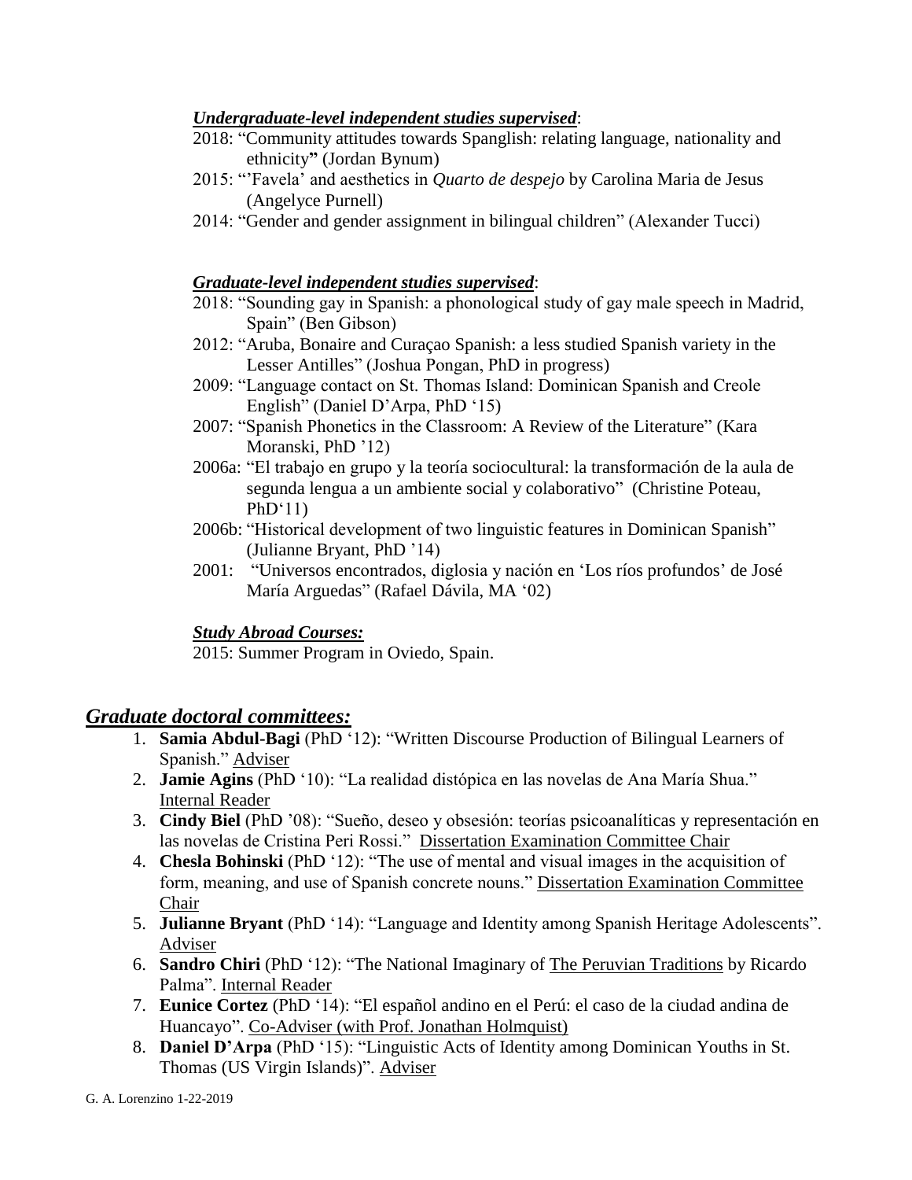***Undergraduate-level independent studies supervised***:

2018: "Community attitudes towards Spanglish: relating language, nationality and ethnicity**"** (Jordan Bynum)

2015: "'Favela' and aesthetics in *Quarto de despejo* by Carolina Maria de Jesus (Angelyce Purnell)

2014: "Gender and gender assignment in bilingual children" (Alexander Tucci)

***Graduate-level independent studies supervised***:

2018: "Sounding gay in Spanish: a phonological study of gay male speech in Madrid, Spain" (Ben Gibson)

2012: "Aruba, Bonaire and Curaçao Spanish: a less studied Spanish variety in the Lesser Antilles" (Joshua Pongan, PhD in progress)

2009: "Language contact on St. Thomas Island: Dominican Spanish and Creole English" (Daniel D'Arpa, PhD '15)

2007: "Spanish Phonetics in the Classroom: A Review of the Literature" (Kara Moranski, PhD '12)

2006a: "El trabajo en grupo y la teoría sociocultural: la transformación de la aula de segunda lengua a un ambiente social y colaborativo" (Christine Poteau, PhD'11)

2006b: "Historical development of two linguistic features in Dominican Spanish" (Julianne Bryant, PhD '14)

2001: "Universos encontrados, diglosia y nación en 'Los ríos profundos' de José María Arguedas" (Rafael Dávila, MA '02)

***Study Abroad Courses:***

2015: Summer Program in Oviedo, Spain.

## *Graduate doctoral committees:*

1. **Samia Abdul-Bagi** (PhD '12): "Written Discourse Production of Bilingual Learners of Spanish." Adviser
2. **Jamie Agins** (PhD '10): "La realidad distópica en las novelas de Ana María Shua." Internal Reader
3. **Cindy Biel** (PhD '08): "Sueño, deseo y obsesión: teorías psicoanalíticas y representación en las novelas de Cristina Peri Rossi." Dissertation Examination Committee Chair
4. **Chesla Bohinski** (PhD '12): "The use of mental and visual images in the acquisition of form, meaning, and use of Spanish concrete nouns." Dissertation Examination Committee Chair
5. **Julianne Bryant** (PhD '14): "Language and Identity among Spanish Heritage Adolescents". Adviser
6. **Sandro Chiri** (PhD '12): "The National Imaginary of The Peruvian Traditions by Ricardo Palma". Internal Reader
7. **Eunice Cortez** (PhD '14): "El español andino en el Perú: el caso de la ciudad andina de Huancayo". Co-Adviser (with Prof. Jonathan Holmquist)
8. **Daniel D'Arpa** (PhD '15): "Linguistic Acts of Identity among Dominican Youths in St. Thomas (US Virgin Islands)". Adviser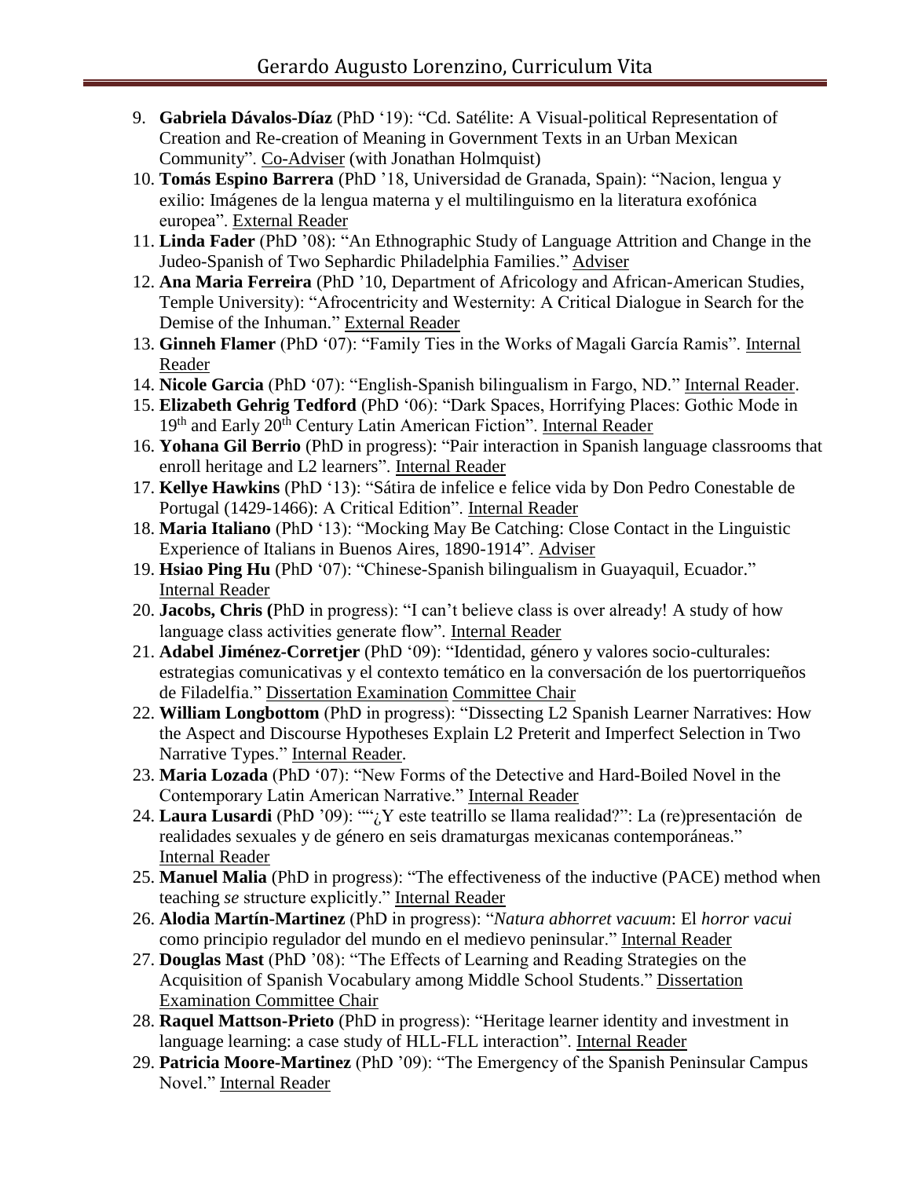9. **Gabriela Dávalos-Díaz** (PhD '19): "Cd. Satélite: A Visual-political Representation of Creation and Re-creation of Meaning in Government Texts in an Urban Mexican Community". Co-Adviser (with Jonathan Holmquist)
10. **Tomás Espino Barrera** (PhD '18, Universidad de Granada, Spain): "Nacion, lengua y exilio: Imágenes de la lengua materna y el multilinguismo en la literatura exofónica europea". External Reader
11. **Linda Fader** (PhD '08): "An Ethnographic Study of Language Attrition and Change in the Judeo-Spanish of Two Sephardic Philadelphia Families." Adviser
12. **Ana Maria Ferreira** (PhD '10, Department of Africology and African-American Studies, Temple University): "Afrocentricity and Westernity: A Critical Dialogue in Search for the Demise of the Inhuman." External Reader
13. **Ginneh Flamer** (PhD '07): "Family Ties in the Works of Magali García Ramis". Internal Reader
14. **Nicole Garcia** (PhD '07): "English-Spanish bilingualism in Fargo, ND." Internal Reader.
15. **Elizabeth Gehrig Tedford** (PhD '06): "Dark Spaces, Horrifying Places: Gothic Mode in 19th and Early 20th Century Latin American Fiction". Internal Reader
16. **Yohana Gil Berrio** (PhD in progress): "Pair interaction in Spanish language classrooms that enroll heritage and L2 learners". Internal Reader
17. **Kellye Hawkins** (PhD '13): "Sátira de infelice e felice vida by Don Pedro Conestable de Portugal (1429-1466): A Critical Edition". Internal Reader
18. **Maria Italiano** (PhD '13): "Mocking May Be Catching: Close Contact in the Linguistic Experience of Italians in Buenos Aires, 1890-1914". Adviser
19. **Hsiao Ping Hu** (PhD '07): "Chinese-Spanish bilingualism in Guayaquil, Ecuador." Internal Reader
20. **Jacobs, Chris (**PhD in progress): "I can't believe class is over already! A study of how language class activities generate flow". Internal Reader
21. **Adabel Jiménez-Corretjer** (PhD '09): "Identidad, género y valores socio-culturales: estrategias comunicativas y el contexto temático en la conversación de los puertorriqueños de Filadelfia." Dissertation Examination Committee Chair
22. **William Longbottom** (PhD in progress): "Dissecting L2 Spanish Learner Narratives: How the Aspect and Discourse Hypotheses Explain L2 Preterit and Imperfect Selection in Two Narrative Types." Internal Reader.
23. **Maria Lozada** (PhD '07): "New Forms of the Detective and Hard-Boiled Novel in the Contemporary Latin American Narrative." Internal Reader
24. **Laura Lusardi** (PhD '09): ""¿Y este teatrillo se llama realidad?": La (re)presentación de realidades sexuales y de género en seis dramaturgas mexicanas contemporáneas." Internal Reader
25. **Manuel Malia** (PhD in progress): "The effectiveness of the inductive (PACE) method when teaching *se* structure explicitly." Internal Reader
26. **Alodia Martín-Martinez** (PhD in progress): "*Natura abhorret vacuum*: El *horror vacui* como principio regulador del mundo en el medievo peninsular." Internal Reader
27. **Douglas Mast** (PhD '08): "The Effects of Learning and Reading Strategies on the Acquisition of Spanish Vocabulary among Middle School Students." Dissertation Examination Committee Chair
28. **Raquel Mattson-Prieto** (PhD in progress): "Heritage learner identity and investment in language learning: a case study of HLL-FLL interaction". Internal Reader
29. **Patricia Moore-Martinez** (PhD '09): "The Emergency of the Spanish Peninsular Campus Novel." Internal Reader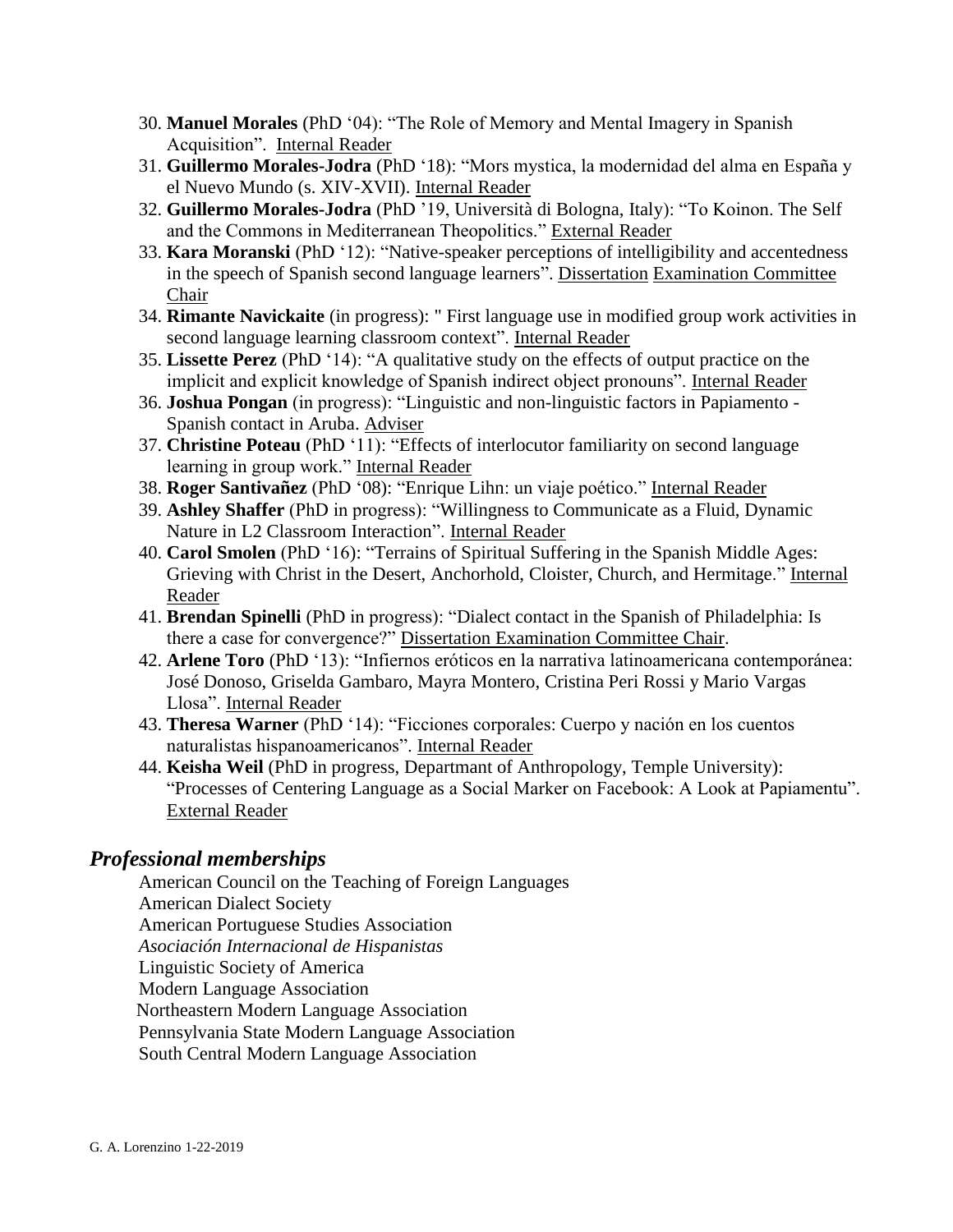30. **Manuel Morales** (PhD '04): "The Role of Memory and Mental Imagery in Spanish Acquisition". Internal Reader
31. **Guillermo Morales-Jodra** (PhD '18): "Mors mystica, la modernidad del alma en España y el Nuevo Mundo (s. XIV-XVII). Internal Reader
32. **Guillermo Morales-Jodra** (PhD '19, Università di Bologna, Italy): "To Koinon. The Self and the Commons in Mediterranean Theopolitics." External Reader
33. **Kara Moranski** (PhD '12): "Native-speaker perceptions of intelligibility and accentedness in the speech of Spanish second language learners". Dissertation Examination Committee Chair
34. **Rimante Navickaite** (in progress): " First language use in modified group work activities in second language learning classroom context". Internal Reader
35. **Lissette Perez** (PhD '14): "A qualitative study on the effects of output practice on the implicit and explicit knowledge of Spanish indirect object pronouns". Internal Reader
36. **Joshua Pongan** (in progress): "Linguistic and non-linguistic factors in Papiamento - Spanish contact in Aruba. Adviser
37. **Christine Poteau** (PhD '11): "Effects of interlocutor familiarity on second language learning in group work." Internal Reader
38. **Roger Santivañez** (PhD '08): "Enrique Lihn: un viaje poético." Internal Reader
39. **Ashley Shaffer** (PhD in progress): "Willingness to Communicate as a Fluid, Dynamic Nature in L2 Classroom Interaction". Internal Reader
40. **Carol Smolen** (PhD '16): "Terrains of Spiritual Suffering in the Spanish Middle Ages: Grieving with Christ in the Desert, Anchorhold, Cloister, Church, and Hermitage." Internal Reader
41. **Brendan Spinelli** (PhD in progress): "Dialect contact in the Spanish of Philadelphia: Is there a case for convergence?" Dissertation Examination Committee Chair.
42. **Arlene Toro** (PhD '13): "Infiernos eróticos en la narrativa latinoamericana contemporánea: José Donoso, Griselda Gambaro, Mayra Montero, Cristina Peri Rossi y Mario Vargas Llosa". Internal Reader
43. **Theresa Warner** (PhD '14): "Ficciones corporales: Cuerpo y nación en los cuentos naturalistas hispanoamericanos". Internal Reader
44. **Keisha Weil** (PhD in progress, Departmant of Anthropology, Temple University): "Processes of Centering Language as a Social Marker on Facebook: A Look at Papiamentu". External Reader

## *Professional memberships*

American Council on the Teaching of Foreign Languages
American Dialect Society
American Portuguese Studies Association
*Asociación Internacional de Hispanistas*
Linguistic Society of America
Modern Language Association
Northeastern Modern Language Association
Pennsylvania State Modern Language Association
South Central Modern Language Association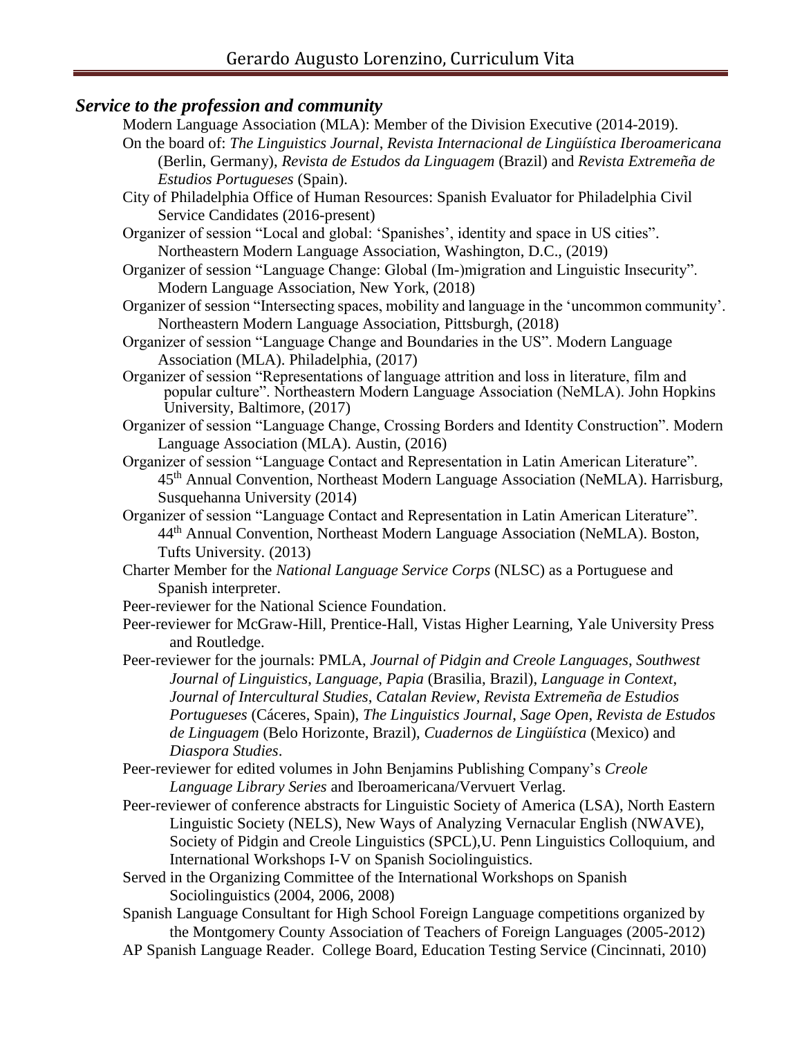## *Service to the profession and community*

Modern Language Association (MLA): Member of the Division Executive (2014-2019).

On the board of: *The Linguistics Journal*, *Revista Internacional de Lingüística Iberoamericana* (Berlin, Germany), *Revista de Estudos da Linguagem* (Brazil) and *Revista Extremeña de Estudios Portugueses* (Spain).

City of Philadelphia Office of Human Resources: Spanish Evaluator for Philadelphia Civil Service Candidates (2016-present)

Organizer of session "Local and global: 'Spanishes', identity and space in US cities". Northeastern Modern Language Association, Washington, D.C., (2019)

Organizer of session "Language Change: Global (Im-)migration and Linguistic Insecurity". Modern Language Association, New York, (2018)

Organizer of session "Intersecting spaces, mobility and language in the 'uncommon community'. Northeastern Modern Language Association, Pittsburgh, (2018)

Organizer of session "Language Change and Boundaries in the US". Modern Language Association (MLA). Philadelphia, (2017)

Organizer of session "Representations of language attrition and loss in literature, film and popular culture". Northeastern Modern Language Association (NeMLA). John Hopkins University, Baltimore, (2017)

Organizer of session "Language Change, Crossing Borders and Identity Construction". Modern Language Association (MLA). Austin, (2016)

Organizer of session "Language Contact and Representation in Latin American Literature". 45th Annual Convention, Northeast Modern Language Association (NeMLA). Harrisburg, Susquehanna University (2014)

Organizer of session "Language Contact and Representation in Latin American Literature". 44th Annual Convention, Northeast Modern Language Association (NeMLA). Boston, Tufts University. (2013)

Charter Member for the *National Language Service Corps* (NLSC) as a Portuguese and Spanish interpreter.

Peer-reviewer for the National Science Foundation.

Peer-reviewer for McGraw-Hill, Prentice-Hall, Vistas Higher Learning, Yale University Press and Routledge.

Peer-reviewer for the journals: PMLA, *Journal of Pidgin and Creole Languages*, *Southwest Journal of Linguistics*, *Language*, *Papia* (Brasilia, Brazil), *Language in Context*, *Journal of Intercultural Studies*, *Catalan Review*, *Revista Extremeña de Estudios Portugueses* (Cáceres, Spain), *The Linguistics Journal*, *Sage Open*, *Revista de Estudos de Linguagem* (Belo Horizonte, Brazil), *Cuadernos de Lingüística* (Mexico) and *Diaspora Studies*.

Peer-reviewer for edited volumes in John Benjamins Publishing Company's *Creole Language Library Series* and Iberoamericana/Vervuert Verlag.

Peer-reviewer of conference abstracts for Linguistic Society of America (LSA), North Eastern Linguistic Society (NELS), New Ways of Analyzing Vernacular English (NWAVE), Society of Pidgin and Creole Linguistics (SPCL),U. Penn Linguistics Colloquium, and International Workshops I-V on Spanish Sociolinguistics.

Served in the Organizing Committee of the International Workshops on Spanish Sociolinguistics (2004, 2006, 2008)

Spanish Language Consultant for High School Foreign Language competitions organized by the Montgomery County Association of Teachers of Foreign Languages (2005-2012)

AP Spanish Language Reader. College Board, Education Testing Service (Cincinnati, 2010)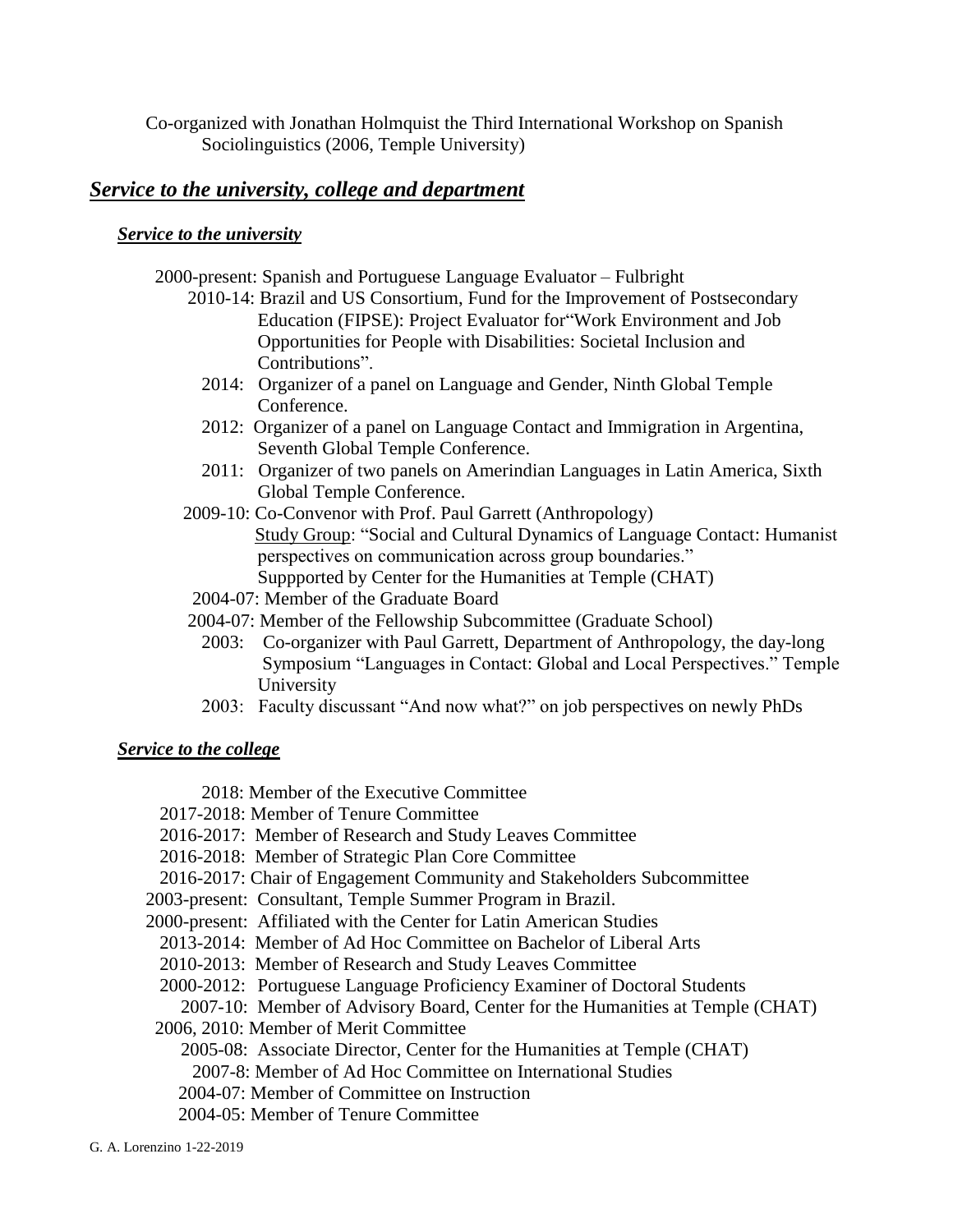Co-organized with Jonathan Holmquist the Third International Workshop on Spanish Sociolinguistics (2006, Temple University)

## ***Service to the university, college and department***

### ***Service to the university***

2000-present: Spanish and Portuguese Language Evaluator – Fulbright

2010-14: Brazil and US Consortium, Fund for the Improvement of Postsecondary Education (FIPSE): Project Evaluator for"Work Environment and Job Opportunities for People with Disabilities: Societal Inclusion and Contributions".

2014: Organizer of a panel on Language and Gender, Ninth Global Temple Conference.

2012: Organizer of a panel on Language Contact and Immigration in Argentina, Seventh Global Temple Conference.

2011: Organizer of two panels on Amerindian Languages in Latin America, Sixth Global Temple Conference.

2009-10: Co-Convenor with Prof. Paul Garrett (Anthropology) Study Group: "Social and Cultural Dynamics of Language Contact: Humanist perspectives on communication across group boundaries." Suppported by Center for the Humanities at Temple (CHAT)

2004-07: Member of the Graduate Board

2004-07: Member of the Fellowship Subcommittee (Graduate School)

2003: Co-organizer with Paul Garrett, Department of Anthropology, the day-long Symposium "Languages in Contact: Global and Local Perspectives." Temple University

2003: Faculty discussant "And now what?" on job perspectives on newly PhDs

### ***Service to the college***

2018: Member of the Executive Committee

2017-2018: Member of Tenure Committee

2016-2017: Member of Research and Study Leaves Committee

2016-2018: Member of Strategic Plan Core Committee

2016-2017: Chair of Engagement Community and Stakeholders Subcommittee

2003-present: Consultant, Temple Summer Program in Brazil.

2000-present: Affiliated with the Center for Latin American Studies

2013-2014: Member of Ad Hoc Committee on Bachelor of Liberal Arts

2010-2013: Member of Research and Study Leaves Committee

2000-2012: Portuguese Language Proficiency Examiner of Doctoral Students

2007-10: Member of Advisory Board, Center for the Humanities at Temple (CHAT)

2006, 2010: Member of Merit Committee

2005-08: Associate Director, Center for the Humanities at Temple (CHAT)

2007-8: Member of Ad Hoc Committee on International Studies

2004-07: Member of Committee on Instruction

2004-05: Member of Tenure Committee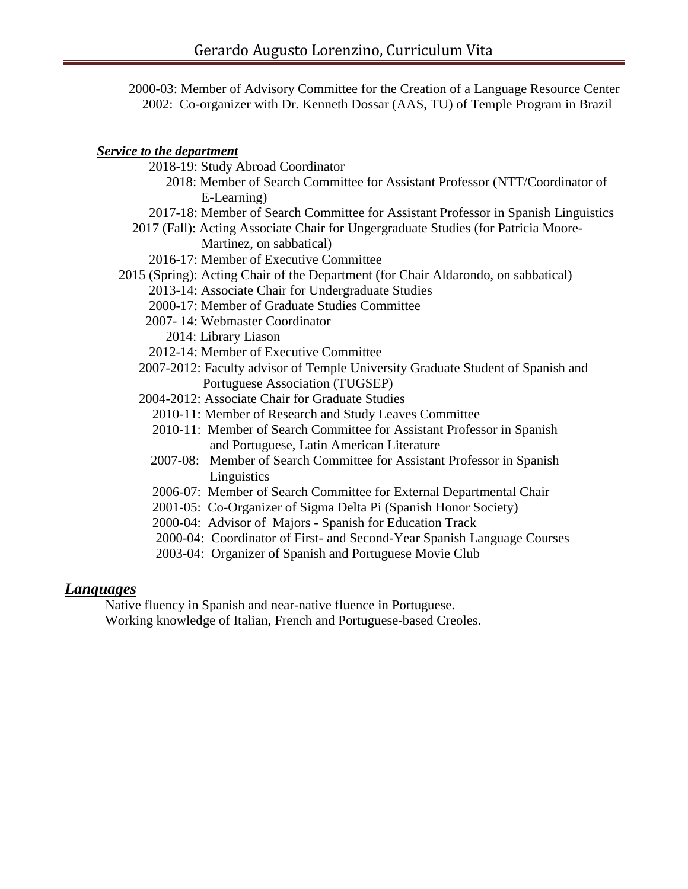2000-03: Member of Advisory Committee for the Creation of a Language Resource Center
2002: Co-organizer with Dr. Kenneth Dossar (AAS, TU) of Temple Program in Brazil

***Service to the department***

2018-19: Study Abroad Coordinator
2018: Member of Search Committee for Assistant Professor (NTT/Coordinator of E-Learning)
2017-18: Member of Search Committee for Assistant Professor in Spanish Linguistics
2017 (Fall): Acting Associate Chair for Ungergraduate Studies (for Patricia Moore-Martinez, on sabbatical)
2016-17: Member of Executive Committee
2015 (Spring): Acting Chair of the Department (for Chair Aldarondo, on sabbatical)
2013-14: Associate Chair for Undergraduate Studies
2000-17: Member of Graduate Studies Committee
2007- 14: Webmaster Coordinator
2014: Library Liason
2012-14: Member of Executive Committee
2007-2012: Faculty advisor of Temple University Graduate Student of Spanish and Portuguese Association (TUGSEP)
2004-2012: Associate Chair for Graduate Studies
2010-11: Member of Research and Study Leaves Committee
2010-11: Member of Search Committee for Assistant Professor in Spanish and Portuguese, Latin American Literature
2007-08: Member of Search Committee for Assistant Professor in Spanish Linguistics
2006-07: Member of Search Committee for External Departmental Chair
2001-05: Co-Organizer of Sigma Delta Pi (Spanish Honor Society)
2000-04: Advisor of Majors - Spanish for Education Track
2000-04: Coordinator of First- and Second-Year Spanish Language Courses
2003-04: Organizer of Spanish and Portuguese Movie Club

## ***Languages***

Native fluency in Spanish and near-native fluence in Portuguese.
Working knowledge of Italian, French and Portuguese-based Creoles.